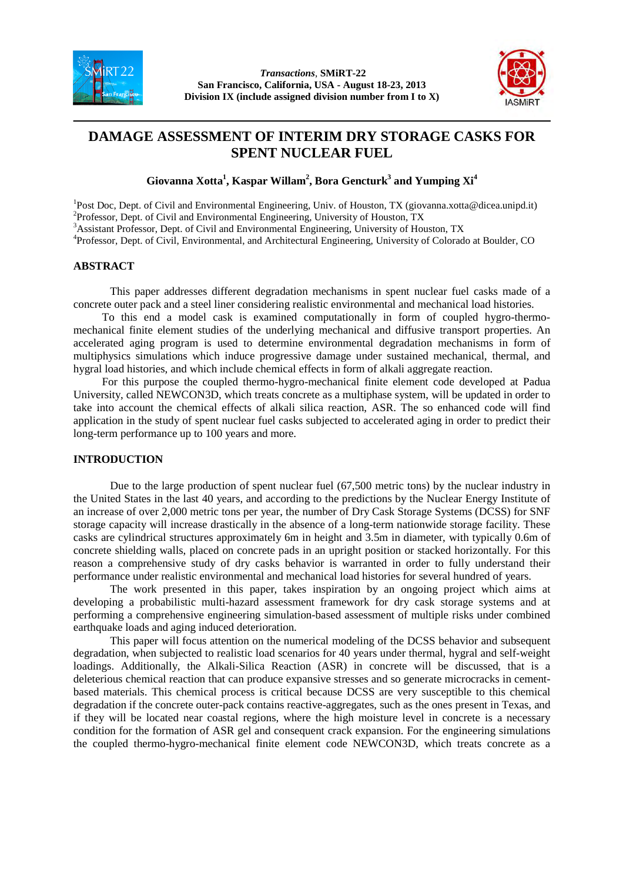# DAMAGE ASSESSMENT OF INTERIM DRY STORAGE CASKS FOR SPENT NUCLEAR FUEL

**Giovanna Xotta[1], Kaspar Willam[2], Bora Gencturk[3] and Yumping Xi[4]**

[1] Post Doc, Dept. of Civil and Environmental Engineering, Univ. of Houston, TX (giovanna.xotta@dicea.unipd.it)
[2] Professor, Dept. of Civil and Environmental Engineering, University of Houston, TX
[3] Assistant Professor, Dept. of Civil and Environmental Engineering, University of Houston, TX
[4] Professor, Dept. of Civil, Environmental, and Architectural Engineering, University of Colorado at Boulder, CO

## ABSTRACT

This paper addresses different degradation mechanisms in spent nuclear fuel casks made of a concrete outer pack and a steel liner considering realistic environmental and mechanical load histories.

To this end a model cask is examined computationally in form of coupled hygro-thermo-mechanical finite element studies of the underlying mechanical and diffusive transport properties. An accelerated aging program is used to determine environmental degradation mechanisms in form of multiphysics simulations which induce progressive damage under sustained mechanical, thermal, and hygral load histories, and which include chemical effects in form of alkali aggregate reaction.

For this purpose the coupled thermo-hygro-mechanical finite element code developed at Padua University, called NEWCON3D, which treats concrete as a multiphase system, will be updated in order to take into account the chemical effects of alkali silica reaction, ASR. The so enhanced code will find application in the study of spent nuclear fuel casks subjected to accelerated aging in order to predict their long-term performance up to 100 years and more.

## INTRODUCTION

Due to the large production of spent nuclear fuel (67,500 metric tons) by the nuclear industry in the United States in the last 40 years, and according to the predictions by the Nuclear Energy Institute of an increase of over 2,000 metric tons per year, the number of Dry Cask Storage Systems (DCSS) for SNF storage capacity will increase drastically in the absence of a long-term nationwide storage facility. These casks are cylindrical structures approximately 6m in height and 3.5m in diameter, with typically 0.6m of concrete shielding walls, placed on concrete pads in an upright position or stacked horizontally. For this reason a comprehensive study of dry casks behavior is warranted in order to fully understand their performance under realistic environmental and mechanical load histories for several hundred of years.

The work presented in this paper, takes inspiration by an ongoing project which aims at developing a probabilistic multi-hazard assessment framework for dry cask storage systems and at performing a comprehensive engineering simulation-based assessment of multiple risks under combined earthquake loads and aging induced deterioration.

This paper will focus attention on the numerical modeling of the DCSS behavior and subsequent degradation, when subjected to realistic load scenarios for 40 years under thermal, hygral and self-weight loadings. Additionally, the Alkali-Silica Reaction (ASR) in concrete will be discussed, that is a deleterious chemical reaction that can produce expansive stresses and so generate microcracks in cement-based materials. This chemical process is critical because DCSS are very susceptible to this chemical degradation if the concrete outer-pack contains reactive-aggregates, such as the ones present in Texas, and if they will be located near coastal regions, where the high moisture level in concrete is a necessary condition for the formation of ASR gel and consequent crack expansion. For the engineering simulations the coupled thermo-hygro-mechanical finite element code NEWCON3D, which treats concrete as a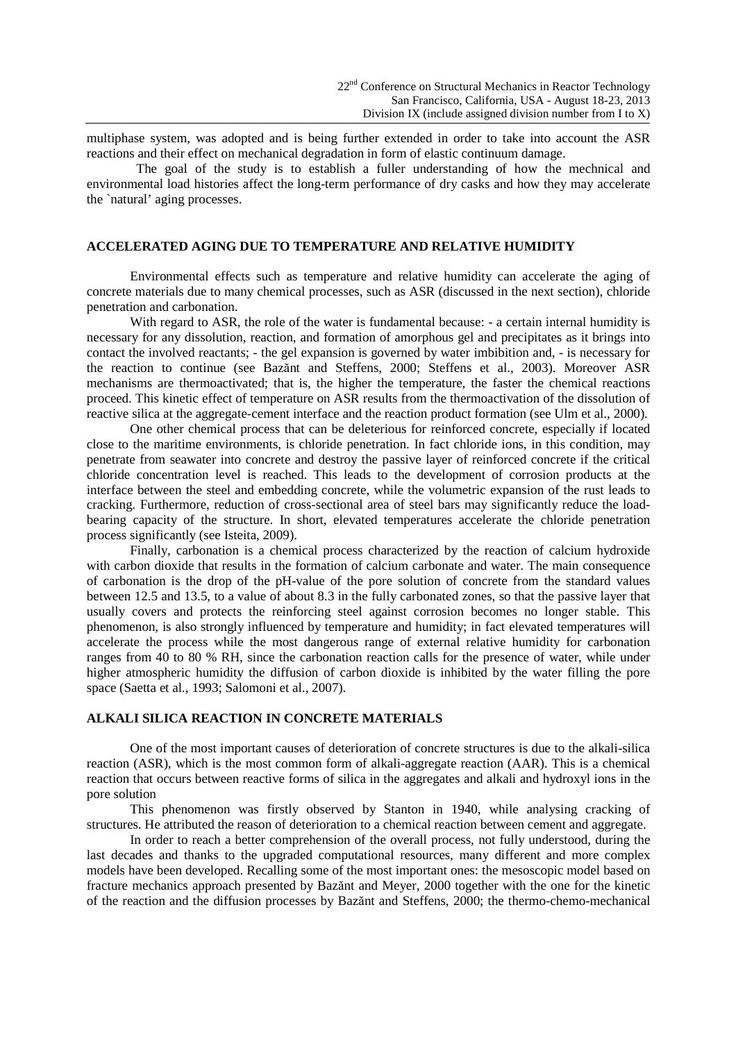multiphase system, was adopted and is being further extended in order to take into account the ASR reactions and their effect on mechanical degradation in form of elastic continuum damage.

The goal of the study is to establish a fuller understanding of how the mechnical and environmental load histories affect the long-term performance of dry casks and how they may accelerate the `natural' aging processes.

## ACCELERATED AGING DUE TO TEMPERATURE AND RELATIVE HUMIDITY

Environmental effects such as temperature and relative humidity can accelerate the aging of concrete materials due to many chemical processes, such as ASR (discussed in the next section), chloride penetration and carbonation.

With regard to ASR, the role of the water is fundamental because: - a certain internal humidity is necessary for any dissolution, reaction, and formation of amorphous gel and precipitates as it brings into contact the involved reactants; - the gel expansion is governed by water imbibition and, - is necessary for the reaction to continue (see Bažănt and Steffens, 2000; Steffens et al., 2003). Moreover ASR mechanisms are thermoactivated; that is, the higher the temperature, the faster the chemical reactions proceed. This kinetic effect of temperature on ASR results from the thermoactivation of the dissolution of reactive silica at the aggregate-cement interface and the reaction product formation (see Ulm et al., 2000).

One other chemical process that can be deleterious for reinforced concrete, especially if located close to the maritime environments, is chloride penetration. In fact chloride ions, in this condition, may penetrate from seawater into concrete and destroy the passive layer of reinforced concrete if the critical chloride concentration level is reached. This leads to the development of corrosion products at the interface between the steel and embedding concrete, while the volumetric expansion of the rust leads to cracking. Furthermore, reduction of cross-sectional area of steel bars may significantly reduce the load-bearing capacity of the structure. In short, elevated temperatures accelerate the chloride penetration process significantly (see Isteita, 2009).

Finally, carbonation is a chemical process characterized by the reaction of calcium hydroxide with carbon dioxide that results in the formation of calcium carbonate and water. The main consequence of carbonation is the drop of the pH-value of the pore solution of concrete from the standard values between 12.5 and 13.5, to a value of about 8.3 in the fully carbonated zones, so that the passive layer that usually covers and protects the reinforcing steel against corrosion becomes no longer stable. This phenomenon, is also strongly influenced by temperature and humidity; in fact elevated temperatures will accelerate the process while the most dangerous range of external relative humidity for carbonation ranges from 40 to 80 % RH, since the carbonation reaction calls for the presence of water, while under higher atmospheric humidity the diffusion of carbon dioxide is inhibited by the water filling the pore space (Saetta et al., 1993; Salomoni et al., 2007).

## ALKALI SILICA REACTION IN CONCRETE MATERIALS

One of the most important causes of deterioration of concrete structures is due to the alkali-silica reaction (ASR), which is the most common form of alkali-aggregate reaction (AAR). This is a chemical reaction that occurs between reactive forms of silica in the aggregates and alkali and hydroxyl ions in the pore solution

This phenomenon was firstly observed by Stanton in 1940, while analysing cracking of structures. He attributed the reason of deterioration to a chemical reaction between cement and aggregate.

In order to reach a better comprehension of the overall process, not fully understood, during the last decades and thanks to the upgraded computational resources, many different and more complex models have been developed. Recalling some of the most important ones: the mesoscopic model based on fracture mechanics approach presented by Bažănt and Meyer, 2000 together with the one for the kinetic of the reaction and the diffusion processes by Bažănt and Steffens, 2000; the thermo-chemo-mechanical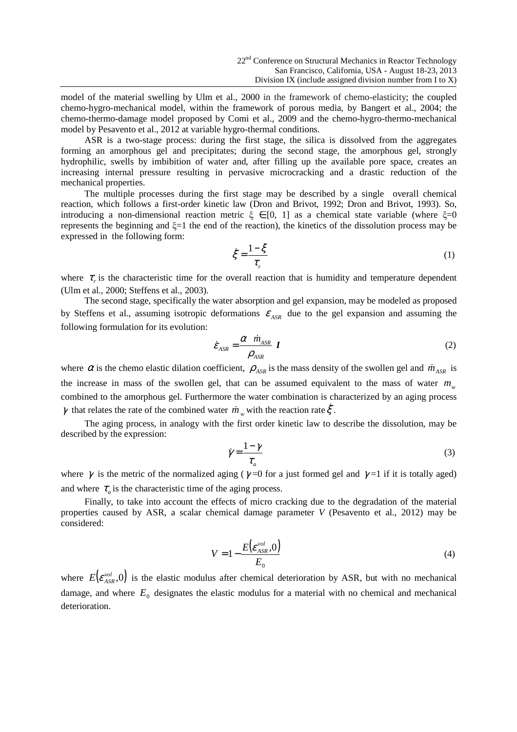model of the material swelling by Ulm et al., 2000 in the framework of chemo-elasticity; the coupled chemo-hygro-mechanical model, within the framework of porous media, by Bangert et al., 2004; the chemo-thermo-damage model proposed by Comi et al., 2009 and the chemo-hygro-thermo-mechanical model by Pesavento et al., 2012 at variable hygro-thermal conditions.

ASR is a two-stage process: during the first stage, the silica is dissolved from the aggregates forming an amorphous gel and precipitates; during the second stage, the amorphous gel, strongly hydrophilic, swells by imbibition of water and, after filling up the available pore space, creates an increasing internal pressure resulting in pervasive microcracking and a drastic reduction of the mechanical properties.

The multiple processes during the first stage may be described by a single overall chemical reaction, which follows a first-order kinetic law (Dron and Brivot, 1992; Dron and Brivot, 1993). So, introducing a non-dimensional reaction metric $\xi \in [0, 1]$ as a chemical state variable (where $\xi=0$ represents the beginning and $\xi=1$ the end of the reaction), the kinetics of the dissolution process may be expressed in the following form:

$$\dot{\xi} = \frac{1-\xi}{\tau_r} \tag{1}$$

where $\tau_r$ is the characteristic time for the overall reaction that is humidity and temperature dependent (Ulm et al., 2000; Steffens et al., 2003).

The second stage, specifically the water absorption and gel expansion, may be modeled as proposed by Steffens et al., assuming isotropic deformations $\varepsilon_{ASR}$ due to the gel expansion and assuming the following formulation for its evolution:

$$\dot{\varepsilon}_{ASR} = \frac{\alpha \ \dot{m}_{ASR}}{\rho_{ASR}} \ \boldsymbol{I} \tag{2}$$

where $\alpha$ is the chemo elastic dilation coefficient, $\rho_{ASR}$ is the mass density of the swollen gel and $\dot{m}_{ASR}$ is the increase in mass of the swollen gel, that can be assumed equivalent to the mass of water $m_w$ combined to the amorphous gel. Furthermore the water combination is characterized by an aging process $\gamma$ that relates the rate of the combined water $\dot{m}_w$ with the reaction rate $\dot{\xi}$.

The aging process, in analogy with the first order kinetic law to describe the dissolution, may be described by the expression:

$$\dot{\gamma} = \frac{1-\gamma}{\tau_a} \tag{3}$$

where $\gamma$ is the metric of the normalized aging ($\gamma=0$ for a just formed gel and $\gamma=1$ if it is totally aged) and where $\tau_a$ is the characteristic time of the aging process.

Finally, to take into account the effects of micro cracking due to the degradation of the material properties caused by ASR, a scalar chemical damage parameter *V* (Pesavento et al., 2012) may be considered:

$$V = 1 - \frac{E\left(\varepsilon_{ASR}^{vol}, 0\right)}{E_0} \tag{4}$$

where $E\left(\varepsilon_{ASR}^{vol}, 0\right)$ is the elastic modulus after chemical deterioration by ASR, but with no mechanical damage, and where $E_0$ designates the elastic modulus for a material with no chemical and mechanical deterioration.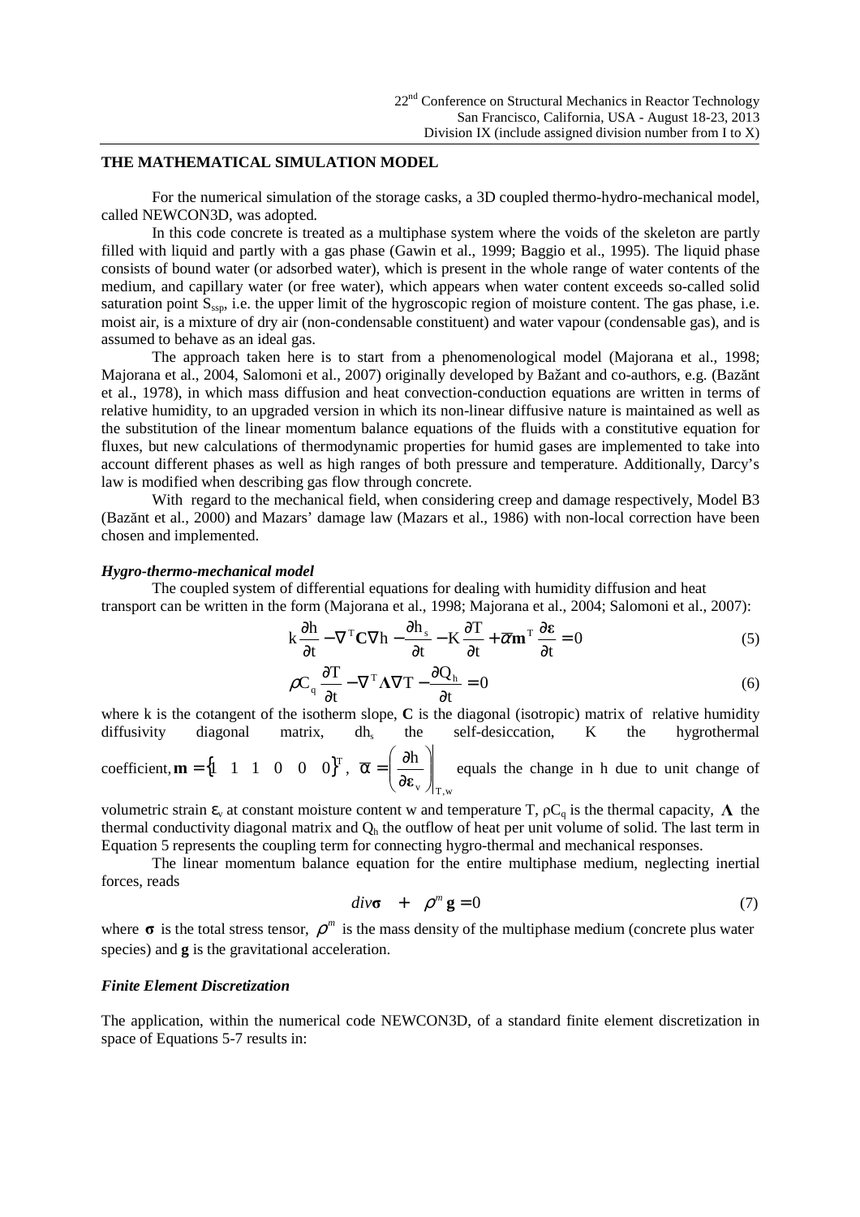### THE MATHEMATICAL SIMULATION MODEL

For the numerical simulation of the storage casks, a 3D coupled thermo-hydro-mechanical model, called NEWCON3D, was adopted.

In this code concrete is treated as a multiphase system where the voids of the skeleton are partly filled with liquid and partly with a gas phase (Gawin et al., 1999; Baggio et al., 1995). The liquid phase consists of bound water (or adsorbed water), which is present in the whole range of water contents of the medium, and capillary water (or free water), which appears when water content exceeds so-called solid saturation point $S_{ssp}$, i.e. the upper limit of the hygroscopic region of moisture content. The gas phase, i.e. moist air, is a mixture of dry air (non-condensable constituent) and water vapour (condensable gas), and is assumed to behave as an ideal gas.

The approach taken here is to start from a phenomenological model (Majorana et al., 1998; Majorana et al., 2004, Salomoni et al., 2007) originally developed by Bažant and co-authors, e.g. (Bazănt et al., 1978), in which mass diffusion and heat convection-conduction equations are written in terms of relative humidity, to an upgraded version in which its non-linear diffusive nature is maintained as well as the substitution of the linear momentum balance equations of the fluids with a constitutive equation for fluxes, but new calculations of thermodynamic properties for humid gases are implemented to take into account different phases as well as high ranges of both pressure and temperature. Additionally, Darcy's law is modified when describing gas flow through concrete.

With regard to the mechanical field, when considering creep and damage respectively, Model B3 (Bazănt et al., 2000) and Mazars' damage law (Mazars et al., 1986) with non-local correction have been chosen and implemented.

#### *Hygro-thermo-mechanical model*

The coupled system of differential equations for dealing with humidity diffusion and heat transport can be written in the form (Majorana et al., 1998; Majorana et al., 2004; Salomoni et al., 2007):

$$k\frac{\partial h}{\partial t} - \nabla^T \mathbf{C} \nabla h - \frac{\partial h_s}{\partial t} - K\frac{\partial T}{\partial t} + \overline{\alpha}\mathbf{m}^T \frac{\partial \boldsymbol{\varepsilon}}{\partial t} = 0 \tag{5}$$

$$\rho C_q \frac{\partial T}{\partial t} - \nabla^T \boldsymbol{\Lambda} \nabla T - \frac{\partial Q_h}{\partial t} = 0 \tag{6}$$

where k is the cotangent of the isotherm slope, $\mathbf{C}$ is the diagonal (isotropic) matrix of relative humidity diffusivity diagonal matrix, $dh_s$ the self-desiccation, K the hygrothermal coefficient, $\mathbf{m} = \{1 \quad 1 \quad 1 \quad 0 \quad 0 \quad 0\}^T$, $\overline{\alpha} = \left.\left(\dfrac{\partial h}{\partial \boldsymbol{\varepsilon}_v}\right)\right|_{T,w}$ equals the change in h due to unit change of volumetric strain $\varepsilon_v$ at constant moisture content w and temperature T, $\rho C_q$ is the thermal capacity, $\boldsymbol{\Lambda}$ the thermal conductivity diagonal matrix and $Q_h$ the outflow of heat per unit volume of solid. The last term in Equation 5 represents the coupling term for connecting hygro-thermal and mechanical responses.

The linear momentum balance equation for the entire multiphase medium, neglecting inertial forces, reads

$$div\boldsymbol{\sigma} \quad + \quad \rho^m \mathbf{g} = 0 \tag{7}$$

where $\boldsymbol{\sigma}$ is the total stress tensor, $\rho^m$ is the mass density of the multiphase medium (concrete plus water species) and $\mathbf{g}$ is the gravitational acceleration.

#### *Finite Element Discretization*

The application, within the numerical code NEWCON3D, of a standard finite element discretization in space of Equations 5-7 results in: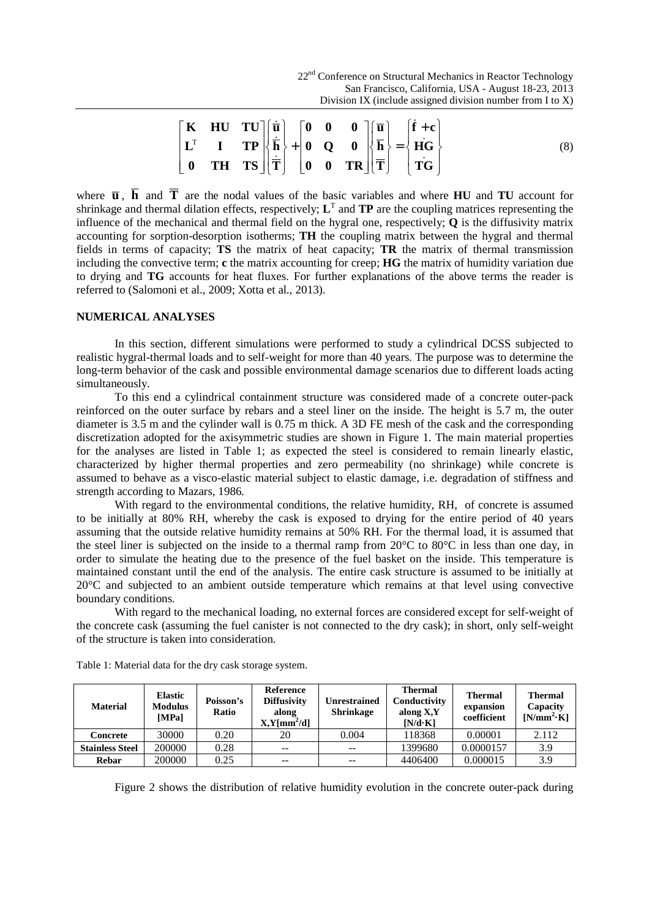$$\begin{bmatrix} \mathbf{K} & \mathbf{HU} & \mathbf{TU} \\ \mathbf{L}^{\mathrm{T}} & \mathbf{I} & \mathbf{TP} \\ \mathbf{0} & \mathbf{TH} & \mathbf{TS} \end{bmatrix} \begin{Bmatrix} \dot{\overline{\mathbf{u}}} \\ \dot{\overline{\mathbf{h}}} \\ \dot{\overline{\mathbf{T}}} \end{Bmatrix} + \begin{bmatrix} \mathbf{0} & \mathbf{0} & \mathbf{0} \\ \mathbf{0} & \mathbf{Q} & \mathbf{0} \\ \mathbf{0} & \mathbf{0} & \mathbf{TR} \end{bmatrix} \begin{Bmatrix} \overline{\mathbf{u}} \\ \overline{\mathbf{h}} \\ \overline{\mathbf{T}} \end{Bmatrix} = \begin{Bmatrix} \dot{\mathbf{f}} + \mathbf{c} \\ \dot{\mathbf{HG}} \\ \dot{\mathbf{TG}} \end{Bmatrix} \tag{8}$$

where $\overline{\mathbf{u}}$, $\overline{\mathbf{h}}$ and $\overline{\mathbf{T}}$ are the nodal values of the basic variables and where **HU** and **TU** account for shrinkage and thermal dilation effects, respectively; $\mathbf{L}^{\mathrm{T}}$ and **TP** are the coupling matrices representing the influence of the mechanical and thermal field on the hygral one, respectively; **Q** is the diffusivity matrix accounting for sorption-desorption isotherms; **TH** the coupling matrix between the hygral and thermal fields in terms of capacity; **TS** the matrix of heat capacity; **TR** the matrix of thermal transmission including the convective term; **c** the matrix accounting for creep; **HG** the matrix of humidity variation due to drying and **TG** accounts for heat fluxes. For further explanations of the above terms the reader is referred to (Salomoni et al., 2009; Xotta et al., 2013).

## NUMERICAL ANALYSES

In this section, different simulations were performed to study a cylindrical DCSS subjected to realistic hygral-thermal loads and to self-weight for more than 40 years. The purpose was to determine the long-term behavior of the cask and possible environmental damage scenarios due to different loads acting simultaneously.

To this end a cylindrical containment structure was considered made of a concrete outer-pack reinforced on the outer surface by rebars and a steel liner on the inside. The height is 5.7 m, the outer diameter is 3.5 m and the cylinder wall is 0.75 m thick. A 3D FE mesh of the cask and the corresponding discretization adopted for the axisymmetric studies are shown in Figure 1. The main material properties for the analyses are listed in Table 1; as expected the steel is considered to remain linearly elastic, characterized by higher thermal properties and zero permeability (no shrinkage) while concrete is assumed to behave as a visco-elastic material subject to elastic damage, i.e. degradation of stiffness and strength according to Mazars, 1986.

With regard to the environmental conditions, the relative humidity, RH, of concrete is assumed to be initially at 80% RH, whereby the cask is exposed to drying for the entire period of 40 years assuming that the outside relative humidity remains at 50% RH. For the thermal load, it is assumed that the steel liner is subjected on the inside to a thermal ramp from 20°C to 80°C in less than one day, in order to simulate the heating due to the presence of the fuel basket on the inside. This temperature is maintained constant until the end of the analysis. The entire cask structure is assumed to be initially at 20°C and subjected to an ambient outside temperature which remains at that level using convective boundary conditions.

With regard to the mechanical loading, no external forces are considered except for self-weight of the concrete cask (assuming the fuel canister is not connected to the dry cask); in short, only self-weight of the structure is taken into consideration.

Table 1: Material data for the dry cask storage system.

| Material | Elastic Modulus [MPa] | Poisson's Ratio | Reference Diffusivity along X,Y[$mm^2$/d] | Unrestrained Shrinkage | Thermal Conductivity along X,Y [N/d·K] | Thermal expansion coefficient | Thermal Capacity [N/$mm^2$·K] |
|---|---|---|---|---|---|---|---|
| **Concrete** | 30000 | 0.20 | 20 | 0.004 | 118368 | 0.00001 | 2.112 |
| **Stainless Steel** | 200000 | 0.28 | -- | -- | 1399680 | 0.0000157 | 3.9 |
| **Rebar** | 200000 | 0.25 | -- | -- | 4406400 | 0.000015 | 3.9 |

Figure 2 shows the distribution of relative humidity evolution in the concrete outer-pack during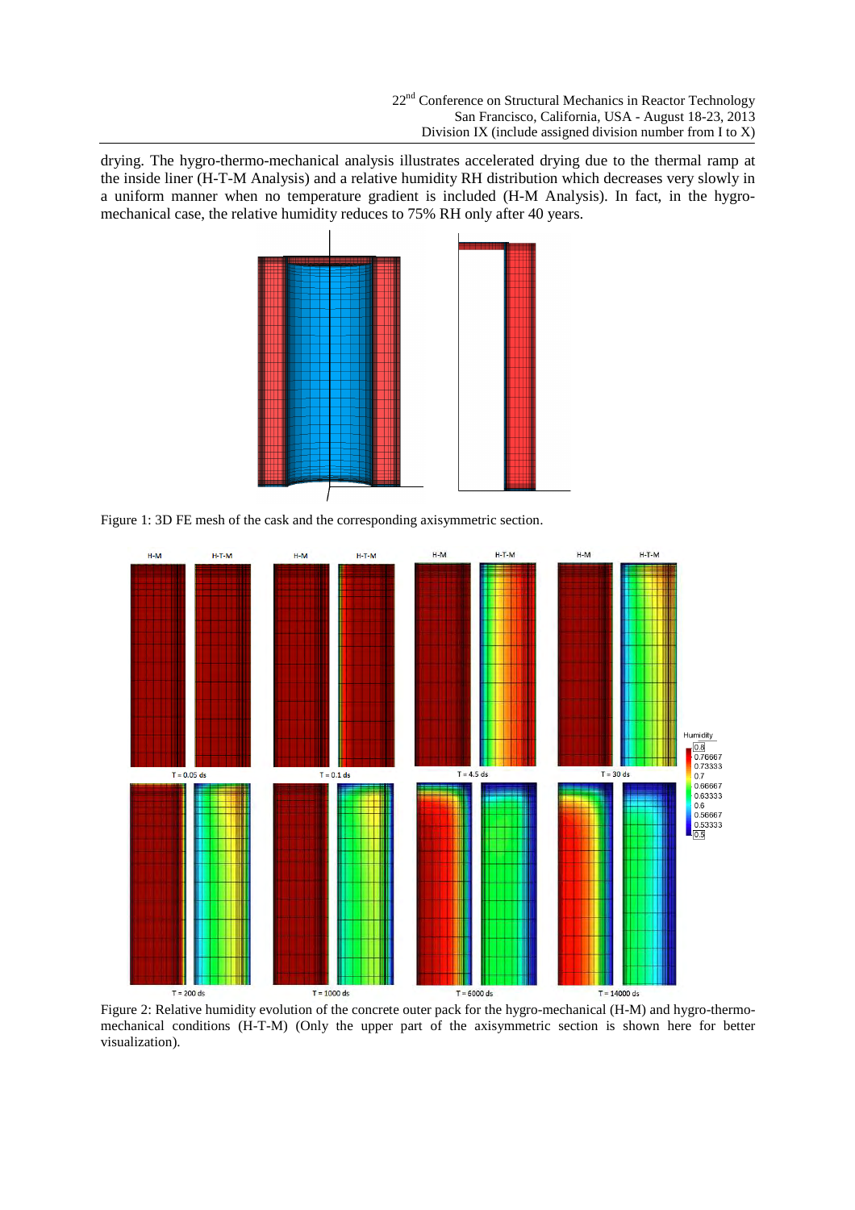drying. The hygro-thermo-mechanical analysis illustrates accelerated drying due to the thermal ramp at the inside liner (H-T-M Analysis) and a relative humidity RH distribution which decreases very slowly in a uniform manner when no temperature gradient is included (H-M Analysis). In fact, in the hygro-mechanical case, the relative humidity reduces to 75% RH only after 40 years.

Figure 1: 3D FE mesh of the cask and the corresponding axisymmetric section.

Figure 2: Relative humidity evolution of the concrete outer pack for the hygro-mechanical (H-M) and hygro-thermo-mechanical conditions (H-T-M) (Only the upper part of the axisymmetric section is shown here for better visualization).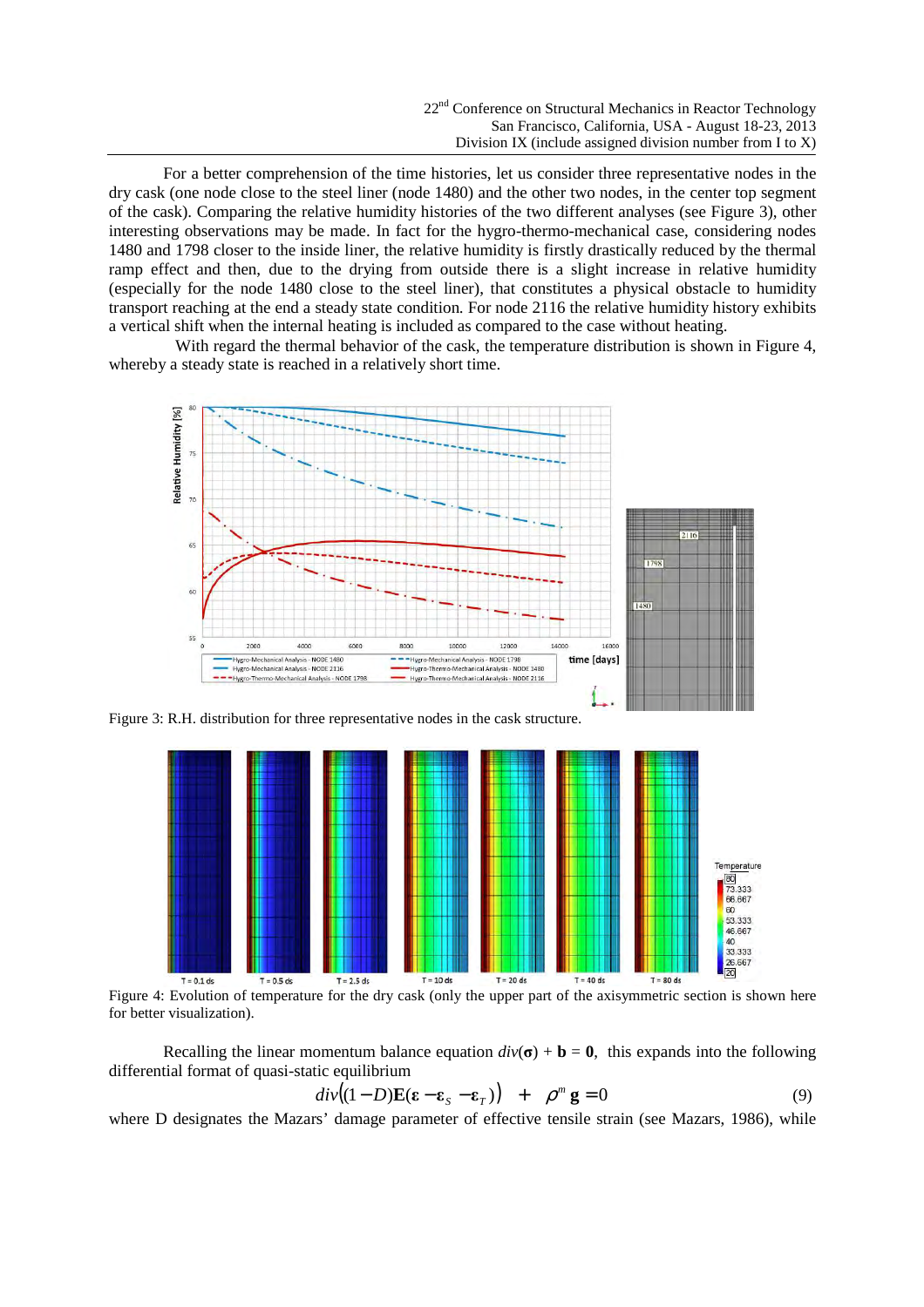For a better comprehension of the time histories, let us consider three representative nodes in the dry cask (one node close to the steel liner (node 1480) and the other two nodes, in the center top segment of the cask). Comparing the relative humidity histories of the two different analyses (see Figure 3), other interesting observations may be made. In fact for the hygro-thermo-mechanical case, considering nodes 1480 and 1798 closer to the inside liner, the relative humidity is firstly drastically reduced by the thermal ramp effect and then, due to the drying from outside there is a slight increase in relative humidity (especially for the node 1480 close to the steel liner), that constitutes a physical obstacle to humidity transport reaching at the end a steady state condition. For node 2116 the relative humidity history exhibits a vertical shift when the internal heating is included as compared to the case without heating.

With regard the thermal behavior of the cask, the temperature distribution is shown in Figure 4, whereby a steady state is reached in a relatively short time.

Figure 3: R.H. distribution for three representative nodes in the cask structure.

Figure 4: Evolution of temperature for the dry cask (only the upper part of the axisymmetric section is shown here for better visualization).

Recalling the linear momentum balance equation $div(\boldsymbol{\sigma}) + \mathbf{b} = \mathbf{0}$, this expands into the following differential format of quasi-static equilibrium

$$div\left((1-D)\mathbf{E}(\boldsymbol{\varepsilon} - \boldsymbol{\varepsilon}_S - \boldsymbol{\varepsilon}_T)\right) + \rho^m \mathbf{g} = 0 \tag{9}$$

where D designates the Mazars' damage parameter of effective tensile strain (see Mazars, 1986), while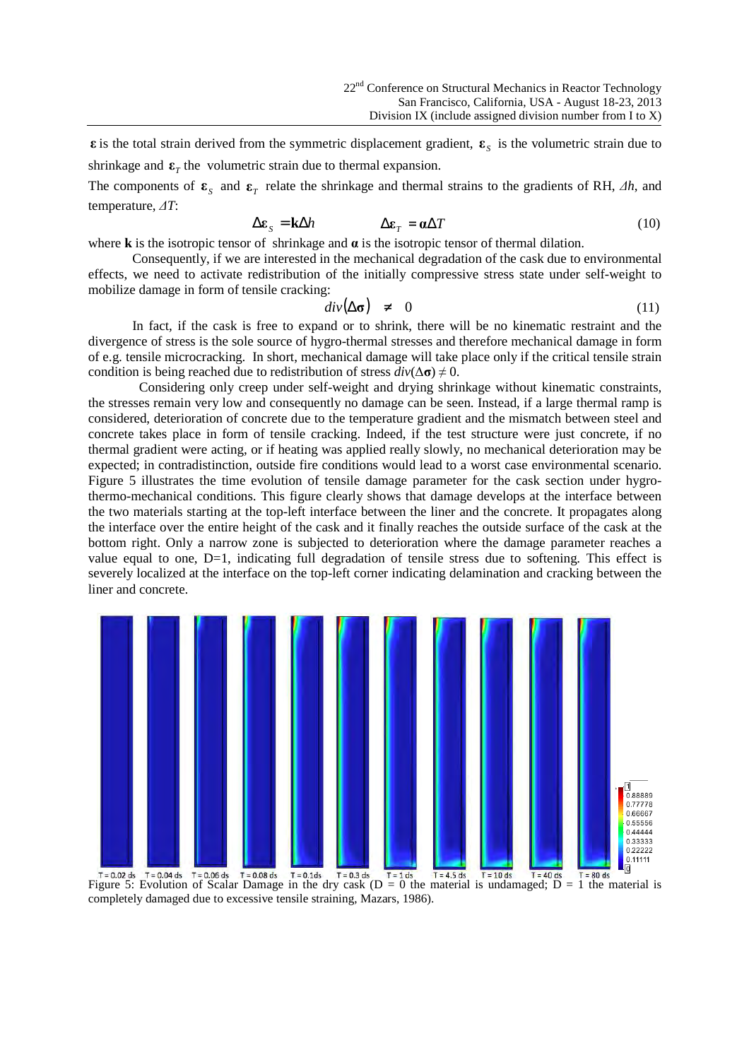$\boldsymbol{\varepsilon}$ is the total strain derived from the symmetric displacement gradient, $\boldsymbol{\varepsilon}_S$ is the volumetric strain due to shrinkage and $\boldsymbol{\varepsilon}_T$ the volumetric strain due to thermal expansion.

The components of $\boldsymbol{\varepsilon}_S$ and $\boldsymbol{\varepsilon}_T$ relate the shrinkage and thermal strains to the gradients of RH, $\Delta h$, and temperature, $\Delta T$:

$$\Delta \boldsymbol{\varepsilon}_S = \mathbf{k} \Delta h \qquad \Delta \boldsymbol{\varepsilon}_T = \boldsymbol{\alpha} \Delta T \tag{10}$$

where $\mathbf{k}$ is the isotropic tensor of shrinkage and $\boldsymbol{\alpha}$ is the isotropic tensor of thermal dilation.

Consequently, if we are interested in the mechanical degradation of the cask due to environmental effects, we need to activate redistribution of the initially compressive stress state under self-weight to mobilize damage in form of tensile cracking:

$$div(\Delta \boldsymbol{\sigma}) \neq 0 \tag{11}$$

In fact, if the cask is free to expand or to shrink, there will be no kinematic restraint and the divergence of stress is the sole source of hygro-thermal stresses and therefore mechanical damage in form of e.g. tensile microcracking. In short, mechanical damage will take place only if the critical tensile strain condition is being reached due to redistribution of stress $div(\Delta \boldsymbol{\sigma}) \neq 0$.

Considering only creep under self-weight and drying shrinkage without kinematic constraints, the stresses remain very low and consequently no damage can be seen. Instead, if a large thermal ramp is considered, deterioration of concrete due to the temperature gradient and the mismatch between steel and concrete takes place in form of tensile cracking. Indeed, if the test structure were just concrete, if no thermal gradient were acting, or if heating was applied really slowly, no mechanical deterioration may be expected; in contradistinction, outside fire conditions would lead to a worst case environmental scenario. Figure 5 illustrates the time evolution of tensile damage parameter for the cask section under hygro-thermo-mechanical conditions. This figure clearly shows that damage develops at the interface between the two materials starting at the top-left interface between the liner and the concrete. It propagates along the interface over the entire height of the cask and it finally reaches the outside surface of the cask at the bottom right. Only a narrow zone is subjected to deterioration where the damage parameter reaches a value equal to one, D=1, indicating full degradation of tensile stress due to softening. This effect is severely localized at the interface on the top-left corner indicating delamination and cracking between the liner and concrete.

T = 0.02 ds T = 0.04 ds T = 0.06 ds T = 0.08 ds T = 0.1ds T = 0.3 ds T = 1 ds T = 4.5 ds T = 10 ds T = 40 ds T = 80 ds

Figure 5: Evolution of Scalar Damage in the dry cask (D = 0 the material is undamaged; D = 1 the material is completely damaged due to excessive tensile straining, Mazars, 1986).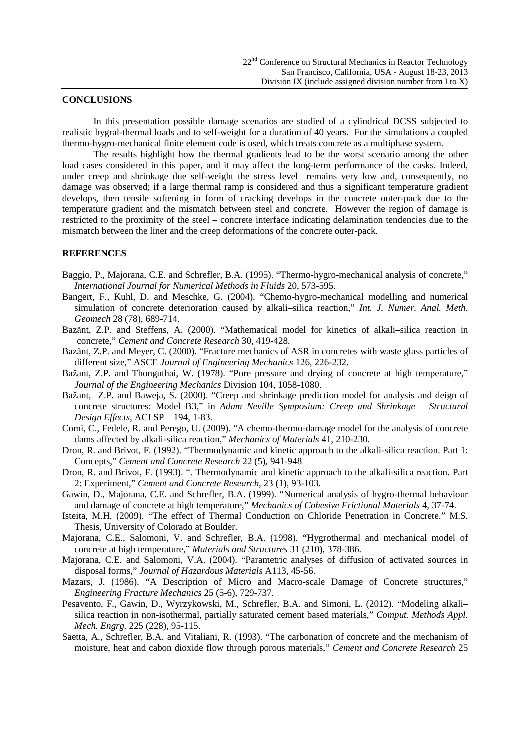## CONCLUSIONS

In this presentation possible damage scenarios are studied of a cylindrical DCSS subjected to realistic hygral-thermal loads and to self-weight for a duration of 40 years. For the simulations a coupled thermo-hygro-mechanical finite element code is used, which treats concrete as a multiphase system.

The results highlight how the thermal gradients lead to be the worst scenario among the other load cases considered in this paper, and it may affect the long-term performance of the casks. Indeed, under creep and shrinkage due self-weight the stress level remains very low and, consequently, no damage was observed; if a large thermal ramp is considered and thus a significant temperature gradient develops, then tensile softening in form of cracking develops in the concrete outer-pack due to the temperature gradient and the mismatch between steel and concrete. However the region of damage is restricted to the proximity of the steel – concrete interface indicating delamination tendencies due to the mismatch between the liner and the creep deformations of the concrete outer-pack.

## REFERENCES

Baggio, P., Majorana, C.E. and Schrefler, B.A. (1995). "Thermo-hygro-mechanical analysis of concrete," *International Journal for Numerical Methods in Fluids* 20, 573-595.

Bangert, F., Kuhl, D. and Meschke, G. (2004). "Chemo-hygro-mechanical modelling and numerical simulation of concrete deterioration caused by alkali–silica reaction," *Int. J. Numer. Anal. Meth. Geomech* 28 (78), 689-714.

Bazănt, Z.P. and Steffens, A. (2000). "Mathematical model for kinetics of alkali–silica reaction in concrete," *Cement and Concrete Research* 30, 419-428.

Bazănt, Z.P. and Meyer, C. (2000). "Fracture mechanics of ASR in concretes with waste glass particles of different size," ASCE *Journal of Engineering Mechanics* 126, 226-232.

Bažant, Z.P. and Thonguthai, W. (1978). "Pore pressure and drying of concrete at high temperature," *Journal of the Engineering Mechanics* Division 104, 1058-1080.

Bažant, Z.P. and Baweja, S. (2000). "Creep and shrinkage prediction model for analysis and deign of concrete structures: Model B3," in *Adam Neville Symposium: Creep and Shrinkage – Structural Design Effects*, ACI SP – 194, 1-83.

Comi, C., Fedele, R. and Perego, U. (2009). "A chemo-thermo-damage model for the analysis of concrete dams affected by alkali-silica reaction," *Mechanics of Materials* 41, 210-230.

Dron, R. and Brivot, F. (1992). "Thermodynamic and kinetic approach to the alkali-silica reaction. Part 1: Concepts," *Cement and Concrete Research* 22 (5), 941-948

Dron, R. and Brivot, F. (1993). ". Thermodynamic and kinetic approach to the alkali-silica reaction. Part 2: Experiment," *Cement and Concrete Research*, 23 (1), 93-103.

Gawin, D., Majorana, C.E. and Schrefler, B.A. (1999). "Numerical analysis of hygro-thermal behaviour and damage of concrete at high temperature," *Mechanics of Cohesive Frictional Materials* 4, 37-74.

Isteita, M.H. (2009). "The effect of Thermal Conduction on Chloride Penetration in Concrete." M.S. Thesis, University of Colorado at Boulder.

Majorana, C.E., Salomoni, V. and Schrefler, B.A. (1998). "Hygrothermal and mechanical model of concrete at high temperature," *Materials and Structures* 31 (210), 378-386.

Majorana, C.E. and Salomoni, V.A. (2004). "Parametric analyses of diffusion of activated sources in disposal forms," *Journal of Hazardous Materials* A113, 45-56.

Mazars, J. (1986). "A Description of Micro and Macro-scale Damage of Concrete structures," *Engineering Fracture Mechanics* 25 (5-6), 729-737.

Pesavento, F., Gawin, D., Wyrzykowski, M., Schrefler, B.A. and Simoni, L. (2012). "Modeling alkali–silica reaction in non-isothermal, partially saturated cement based materials," *Comput. Methods Appl. Mech. Engrg.* 225 (228), 95-115.

Saetta, A., Schrefler, B.A. and Vitaliani, R. (1993). "The carbonation of concrete and the mechanism of moisture, heat and cabon dioxide flow through porous materials," *Cement and Concrete Research* 25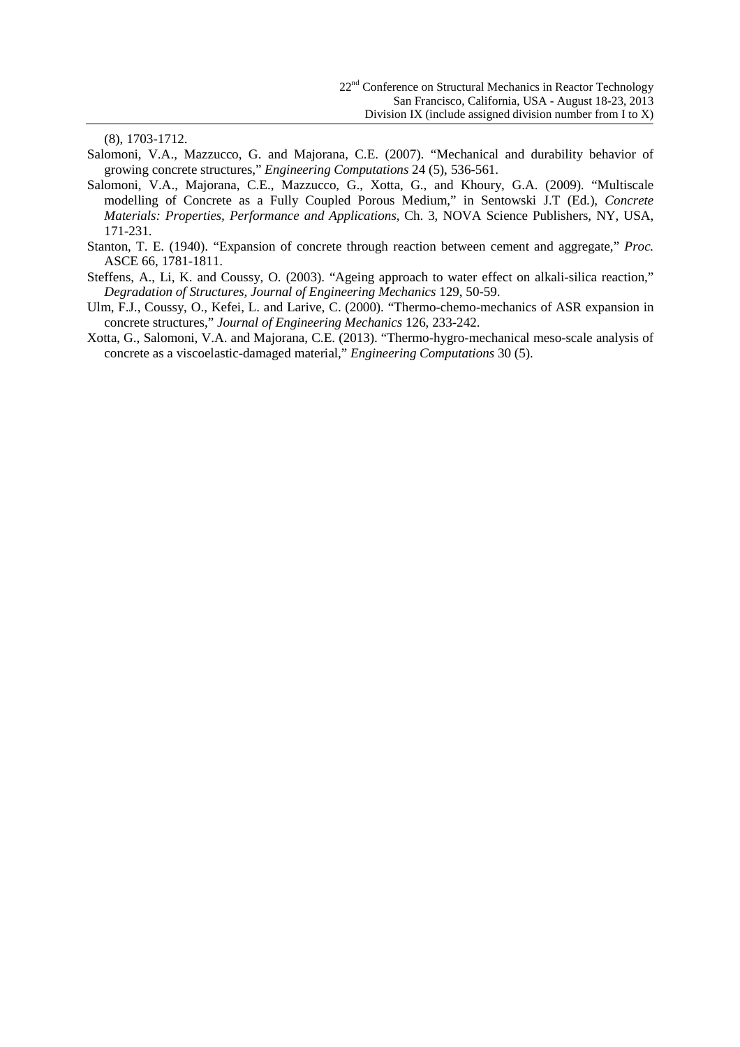(8), 1703-1712.

Salomoni, V.A., Mazzucco, G. and Majorana, C.E. (2007). "Mechanical and durability behavior of growing concrete structures," *Engineering Computations* 24 (5), 536-561.

Salomoni, V.A., Majorana, C.E., Mazzucco, G., Xotta, G., and Khoury, G.A. (2009). "Multiscale modelling of Concrete as a Fully Coupled Porous Medium," in Sentowski J.T (Ed.), *Concrete Materials: Properties, Performance and Applications*, Ch. 3, NOVA Science Publishers, NY, USA, 171-231.

Stanton, T. E. (1940). "Expansion of concrete through reaction between cement and aggregate," *Proc.* ASCE 66, 1781-1811.

Steffens, A., Li, K. and Coussy, O. (2003). "Ageing approach to water effect on alkali-silica reaction," *Degradation of Structures, Journal of Engineering Mechanics* 129, 50-59.

Ulm, F.J., Coussy, O., Kefei, L. and Larive, C. (2000). "Thermo-chemo-mechanics of ASR expansion in concrete structures," *Journal of Engineering Mechanics* 126, 233-242.

Xotta, G., Salomoni, V.A. and Majorana, C.E. (2013). "Thermo-hygro-mechanical meso-scale analysis of concrete as a viscoelastic-damaged material," *Engineering Computations* 30 (5).